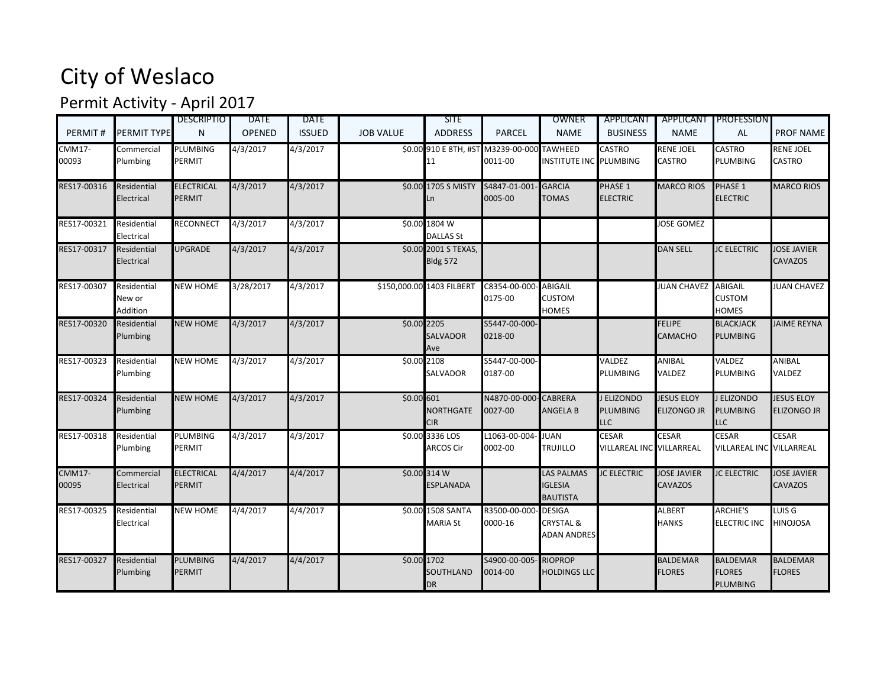# City of Weslaco

## Permit Activity - April 2017

| PERMIT # | PERMIT TYPE | DESCRIPTION | DATE OPENED | DATE ISSUED | JOB VALUE | SITE ADDRESS | PARCEL | OWNER NAME | APPLICANT BUSINESS | APPLICANT NAME | PROFESSIONAL | PROF NAME |
|---|---|---|---|---|---|---|---|---|---|---|---|---|
| CMM17-00093 | Commercial Plumbing | PLUMBING PERMIT | 4/3/2017 | 4/3/2017 | $0.00 | 910 E 8TH, #ST 11 | M3239-00-000-0011-00 | TAWHEED INSTITUTE INC | CASTRO PLUMBING | RENE JOEL CASTRO | CASTRO PLUMBING | RENE JOEL CASTRO |
| RES17-00316 | Residential Electrical | ELECTRICAL PERMIT | 4/3/2017 | 4/3/2017 | $0.00 | 1705 S MISTY Ln | S4847-01-001-0005-00 | GARCIA TOMAS | PHASE 1 ELECTRIC | MARCO RIOS | PHASE 1 ELECTRIC | MARCO RIOS |
| RES17-00321 | Residential Electrical | RECONNECT | 4/3/2017 | 4/3/2017 | $0.00 | 1804 W DALLAS St | | | | JOSE GOMEZ | | |
| RES17-00317 | Residential Electrical | UPGRADE | 4/3/2017 | 4/3/2017 | $0.00 | 2001 S TEXAS, Bldg 572 | | | | DAN SELL | JC ELECTRIC | JOSE JAVIER CAVAZOS |
| RES17-00307 | Residential New or Addition | NEW HOME | 3/28/2017 | 4/3/2017 | $150,000.00 | 1403 FILBERT | C8354-00-000-0175-00 | ABIGAIL CUSTOM HOMES | | JUAN CHAVEZ | ABIGAIL CUSTOM HOMES | JUAN CHAVEZ |
| RES17-00320 | Residential Plumbing | NEW HOME | 4/3/2017 | 4/3/2017 | $0.00 | 2205 SALVADOR Ave | S5447-00-000-0218-00 | | | FELIPE CAMACHO | BLACKJACK PLUMBING | JAIME REYNA |
| RES17-00323 | Residential Plumbing | NEW HOME | 4/3/2017 | 4/3/2017 | $0.00 | 2108 SALVADOR | S5447-00-000-0187-00 | | VALDEZ PLUMBING | ANIBAL VALDEZ | VALDEZ PLUMBING | ANIBAL VALDEZ |
| RES17-00324 | Residential Plumbing | NEW HOME | 4/3/2017 | 4/3/2017 | $0.00 | 601 NORTHGATE CIR | N4870-00-000-0027-00 | CABRERA ANGELA B | J ELIZONDO PLUMBING LLC | JESUS ELOY ELIZONGO JR | J ELIZONDO PLUMBING LLC | JESUS ELOY ELIZONGO JR |
| RES17-00318 | Residential Plumbing | PLUMBING PERMIT | 4/3/2017 | 4/3/2017 | $0.00 | 3336 LOS ARCOS Cir | L1063-00-004-0002-00 | JUAN TRUJILLO | CESAR VILLAREAL INC | CESAR VILLARREAL | CESAR VILLAREAL INC | CESAR VILLARREAL |
| CMM17-00095 | Commercial Electrical | ELECTRICAL PERMIT | 4/4/2017 | 4/4/2017 | $0.00 | 314 W ESPLANADA | | LAS PALMAS IGLESIA BAUTISTA | JC ELECTRIC | JOSE JAVIER CAVAZOS | JC ELECTRIC | JOSE JAVIER CAVAZOS |
| RES17-00325 | Residential Electrical | NEW HOME | 4/4/2017 | 4/4/2017 | $0.00 | 1508 SANTA MARIA St | R3500-00-000-0000-16 | DESIGA CRYSTAL & ADAN ANDRES | | ALBERT HANKS | ARCHIE'S ELECTRIC INC | LUIS G HINOJOSA |
| RES17-00327 | Residential Plumbing | PLUMBING PERMIT | 4/4/2017 | 4/4/2017 | $0.00 | 1702 SOUTHLAND DR | S4900-00-005-0014-00 | RIOPROP HOLDINGS LLC | | BALDEMAR FLORES | BALDEMAR FLORES PLUMBING | BALDEMAR FLORES |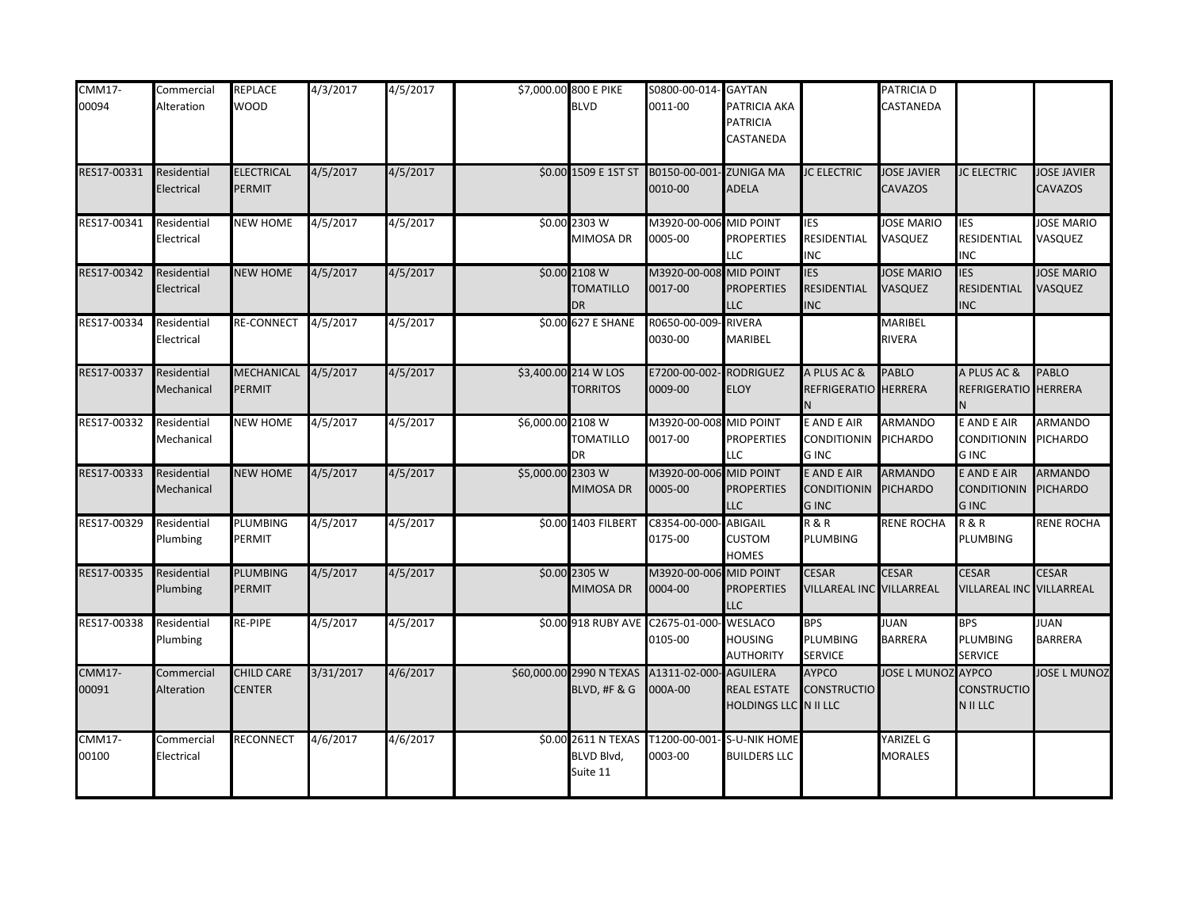| | | | | | | | | | | | | |
|---|---|---|---|---|---|---|---|---|---|---|---|---|
| CMM17-00094 | Commercial Alteration | REPLACE WOOD | 4/3/2017 | 4/5/2017 | $7,000.00 | 800 E PIKE BLVD | S0800-00-014-0011-00 | GAYTAN PATRICIA AKA PATRICIA CASTANEDA | | PATRICIA D CASTANEDA | | |
| RES17-00331 | Residential Electrical | ELECTRICAL PERMIT | 4/5/2017 | 4/5/2017 | $0.00 | 1509 E 1ST ST | B0150-00-001-0010-00 | ZUNIGA MA ADELA | JC ELECTRIC | JOSE JAVIER CAVAZOS | JC ELECTRIC | JOSE JAVIER CAVAZOS |
| RES17-00341 | Residential Electrical | NEW HOME | 4/5/2017 | 4/5/2017 | $0.00 | 2303 W MIMOSA DR | M3920-00-006-0005-00 | MID POINT PROPERTIES LLC | IES RESIDENTIAL INC | JOSE MARIO VASQUEZ | IES RESIDENTIAL INC | JOSE MARIO VASQUEZ |
| RES17-00342 | Residential Electrical | NEW HOME | 4/5/2017 | 4/5/2017 | $0.00 | 2108 W TOMATILLO DR | M3920-00-008-0017-00 | MID POINT PROPERTIES LLC | IES RESIDENTIAL INC | JOSE MARIO VASQUEZ | IES RESIDENTIAL INC | JOSE MARIO VASQUEZ |
| RES17-00334 | Residential Electrical | RE-CONNECT | 4/5/2017 | 4/5/2017 | $0.00 | 627 E SHANE | R0650-00-009-0030-00 | RIVERA MARIBEL | | MARIBEL RIVERA | | |
| RES17-00337 | Residential Mechanical | MECHANICAL PERMIT | 4/5/2017 | 4/5/2017 | $3,400.00 | 214 W LOS TORRITOS | E7200-00-002-0009-00 | RODRIGUEZ ELOY | A PLUS AC & REFRIGERATION | PABLO HERRERA | A PLUS AC & REFRIGERATION | PABLO HERRERA |
| RES17-00332 | Residential Mechanical | NEW HOME | 4/5/2017 | 4/5/2017 | $6,000.00 | 2108 W TOMATILLO DR | M3920-00-008-0017-00 | MID POINT PROPERTIES LLC | E AND E AIR CONDITIONING INC | ARMANDO PICHARDO | E AND E AIR CONDITIONING INC | ARMANDO PICHARDO |
| RES17-00333 | Residential Mechanical | NEW HOME | 4/5/2017 | 4/5/2017 | $5,000.00 | 2303 W MIMOSA DR | M3920-00-006-0005-00 | MID POINT PROPERTIES LLC | E AND E AIR CONDITIONING INC | ARMANDO PICHARDO | E AND E AIR CONDITIONING INC | ARMANDO PICHARDO |
| RES17-00329 | Residential Plumbing | PLUMBING PERMIT | 4/5/2017 | 4/5/2017 | $0.00 | 1403 FILBERT | C8354-00-000-0175-00 | ABIGAIL CUSTOM HOMES | R & R PLUMBING | RENE ROCHA | R & R PLUMBING | RENE ROCHA |
| RES17-00335 | Residential Plumbing | PLUMBING PERMIT | 4/5/2017 | 4/5/2017 | $0.00 | 2305 W MIMOSA DR | M3920-00-006-0004-00 | MID POINT PROPERTIES LLC | CESAR VILLAREAL INC | CESAR VILLARREAL | CESAR VILLAREAL INC | CESAR VILLARREAL |
| RES17-00338 | Residential Plumbing | RE-PIPE | 4/5/2017 | 4/5/2017 | $0.00 | 918 RUBY AVE | C2675-01-000-0105-00 | WESLACO HOUSING AUTHORITY | BPS PLUMBING SERVICE | JUAN BARRERA | BPS PLUMBING SERVICE | JUAN BARRERA |
| CMM17-00091 | Commercial Alteration | CHILD CARE CENTER | 3/31/2017 | 4/6/2017 | $60,000.00 | 2990 N TEXAS BLVD, #F & G | A1311-02-000-000A-00 | AGUILERA REAL ESTATE HOLDINGS LLC | AYPCO CONSTRUCTION II LLC | JOSE L MUNOZ | AYPCO CONSTRUCTION II LLC | JOSE L MUNOZ |
| CMM17-00100 | Commercial Electrical | RECONNECT | 4/6/2017 | 4/6/2017 | $0.00 | 2611 N TEXAS BLVD Blvd, Suite 11 | T1200-00-001-0003-00 | S-U-NIK HOME BUILDERS LLC | | YARIZEL G MORALES | | |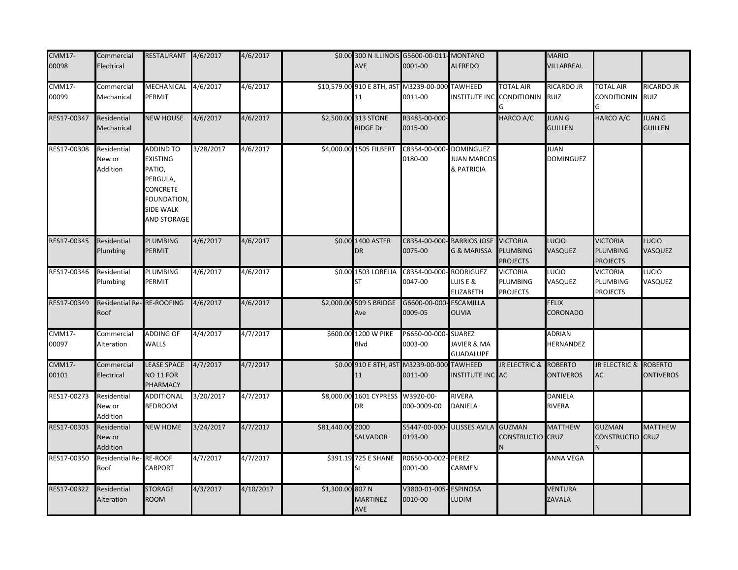| | | | | | | | | | | | | |
|---|---|---|---|---|---|---|---|---|---|---|---|---|
| CMM17-00098 | Commercial Electrical | RESTAURANT | 4/6/2017 | 4/6/2017 | $0.00 | 300 N ILLINOIS AVE | G5600-00-011-0001-00 | MONTANO ALFREDO | | MARIO VILLARREAL | | |
| CMM17-00099 | Commercial Mechanical | MECHANICAL PERMIT | 4/6/2017 | 4/6/2017 | $10,579.00 | 910 E 8TH, #ST 11 | M3239-00-000-0011-00 | TAWHEED INSTITUTE INC | TOTAL AIR CONDITIONING | RICARDO JR RUIZ | TOTAL AIR CONDITIONING | RICARDO JR RUIZ |
| RES17-00347 | Residential Mechanical | NEW HOUSE | 4/6/2017 | 4/6/2017 | $2,500.00 | 313 STONE RIDGE Dr | R3485-00-000-0015-00 | | HARCO A/C | JUAN G GUILLEN | HARCO A/C | JUAN G GUILLEN |
| RES17-00308 | Residential New or Addition | ADDIND TO EXISTING PATIO, PERGULA, CONCRETE FOUNDATION, SIDE WALK AND STORAGE | 3/28/2017 | 4/6/2017 | $4,000.00 | 1505 FILBERT | C8354-00-000-0180-00 | DOMINGUEZ JUAN MARCOS & PATRICIA | | JUAN DOMINGUEZ | | |
| RES17-00345 | Residential Plumbing | PLUMBING PERMIT | 4/6/2017 | 4/6/2017 | $0.00 | 1400 ASTER DR | C8354-00-000-0075-00 | BARRIOS JOSE G & MARISSA | VICTORIA PLUMBING PROJECTS | LUCIO VASQUEZ | VICTORIA PLUMBING PROJECTS | LUCIO VASQUEZ |
| RES17-00346 | Residential Plumbing | PLUMBING PERMIT | 4/6/2017 | 4/6/2017 | $0.00 | 1503 LOBELIA ST | C8354-00-000-0047-00 | RODRIGUEZ LUIS E & ELIZABETH | VICTORIA PLUMBING PROJECTS | LUCIO VASQUEZ | VICTORIA PLUMBING PROJECTS | LUCIO VASQUEZ |
| RES17-00349 | Residential Re-Roof | RE-ROOFING | 4/6/2017 | 4/6/2017 | $2,000.00 | 509 S BRIDGE Ave | G6600-00-000-0009-05 | ESCAMILLA OLIVIA | | FELIX CORONADO | | |
| CMM17-00097 | Commercial Alteration | ADDING OF WALLS | 4/4/2017 | 4/7/2017 | $600.00 | 1200 W PIKE Blvd | P6650-00-000-0003-00 | SUAREZ JAVIER & MA GUADALUPE | | ADRIAN HERNANDEZ | | |
| CMM17-00101 | Commercial Electrical | LEASE SPACE NO 11 FOR PHARMACY | 4/7/2017 | 4/7/2017 | $0.00 | 910 E 8TH, #ST 11 | M3239-00-000-0011-00 | TAWHEED INSTITUTE INC | JR ELECTRIC & AC | ROBERTO ONTIVEROS | JR ELECTRIC & AC | ROBERTO ONTIVEROS |
| RES17-00273 | Residential New or Addition | ADDITIONAL BEDROOM | 3/20/2017 | 4/7/2017 | $8,000.00 | 1601 CYPRESS DR | W3920-00-000-0009-00 | RIVERA DANIELA | | DANIELA RIVERA | | |
| RES17-00303 | Residential New or Addition | NEW HOME | 3/24/2017 | 4/7/2017 | $81,440.00 | 2000 SALVADOR | S5447-00-000-0193-00 | ULISSES AVILA | GUZMAN CONSTRUCTION | MATTHEW CRUZ | GUZMAN CONSTRUCTION | MATTHEW CRUZ |
| RES17-00350 | Residential Re-Roof | RE-ROOF CARPORT | 4/7/2017 | 4/7/2017 | $391.19 | 725 E SHANE St | R0650-00-002-0001-00 | PEREZ CARMEN | | ANNA VEGA | | |
| RES17-00322 | Residential Alteration | STORAGE ROOM | 4/3/2017 | 4/10/2017 | $1,300.00 | 807 N MARTINEZ AVE | V3800-01-005-0010-00 | ESPINOSA LUDIM | | VENTURA ZAVALA | | |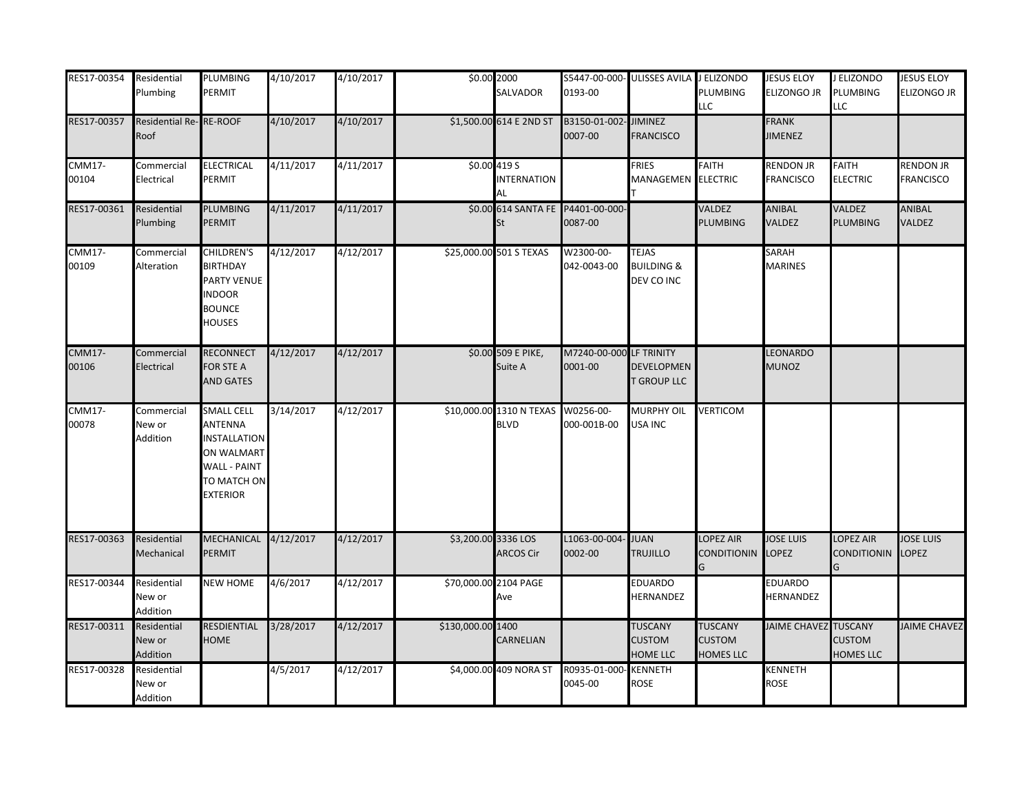| RES17-00354 | Residential Plumbing | PLUMBING PERMIT | 4/10/2017 | 4/10/2017 | $0.00 | 2000 SALVADOR | S5447-00-000-0193-00 | ULISSES AVILA | J ELIZONDO PLUMBING LLC | JESUS ELOY ELIZONGO JR | J ELIZONDO PLUMBING LLC | JESUS ELOY ELIZONGO JR |
|---|---|---|---|---|---|---|---|---|---|---|---|---|
| RES17-00357 | Residential Re-Roof | RE-ROOF | 4/10/2017 | 4/10/2017 | $1,500.00 | 614 E 2ND ST | B3150-01-002-0007-00 | JIMINEZ FRANCISCO | | FRANK JIMENEZ | | |
| CMM17-00104 | Commercial Electrical | ELECTRICAL PERMIT | 4/11/2017 | 4/11/2017 | $0.00 | 419 S INTERNATIONAL | | FRIES MANAGEMENT | FAITH ELECTRIC | RENDON JR FRANCISCO | FAITH ELECTRIC | RENDON JR FRANCISCO |
| RES17-00361 | Residential Plumbing | PLUMBING PERMIT | 4/11/2017 | 4/11/2017 | $0.00 | 614 SANTA FE St | P4401-00-000-0087-00 | | VALDEZ PLUMBING | ANIBAL VALDEZ | VALDEZ PLUMBING | ANIBAL VALDEZ |
| CMM17-00109 | Commercial Alteration | CHILDREN'S BIRTHDAY PARTY VENUE INDOOR BOUNCE HOUSES | 4/12/2017 | 4/12/2017 | $25,000.00 | 501 S TEXAS | W2300-00-042-0043-00 | TEJAS BUILDING & DEV CO INC | | SARAH MARINES | | |
| CMM17-00106 | Commercial Electrical | RECONNECT FOR STE A AND GATES | 4/12/2017 | 4/12/2017 | $0.00 | 509 E PIKE, Suite A | M7240-00-000-0001-00 | LF TRINITY DEVELOPMENT GROUP LLC | | LEONARDO MUNOZ | | |
| CMM17-00078 | Commercial New or Addition | SMALL CELL ANTENNA INSTALLATION ON WALMART WALL - PAINT TO MATCH ON EXTERIOR | 3/14/2017 | 4/12/2017 | $10,000.00 | 1310 N TEXAS BLVD | W0256-00-000-001B-00 | MURPHY OIL USA INC | VERTICOM | | | |
| RES17-00363 | Residential Mechanical | MECHANICAL PERMIT | 4/12/2017 | 4/12/2017 | $3,200.00 | 3336 LOS ARCOS Cir | L1063-00-004-0002-00 | JUAN TRUJILLO | LOPEZ AIR CONDITIONING | JOSE LUIS LOPEZ | LOPEZ AIR CONDITIONING | JOSE LUIS LOPEZ |
| RES17-00344 | Residential New or Addition | NEW HOME | 4/6/2017 | 4/12/2017 | $70,000.00 | 2104 PAGE Ave | | EDUARDO HERNANDEZ | | EDUARDO HERNANDEZ | | |
| RES17-00311 | Residential New or Addition | RESDIENTIAL HOME | 3/28/2017 | 4/12/2017 | $130,000.00 | 1400 CARNELIAN | | TUSCANY CUSTOM HOME LLC | TUSCANY CUSTOM HOMES LLC | JAIME CHAVEZ | TUSCANY CUSTOM HOMES LLC | JAIME CHAVEZ |
| RES17-00328 | Residential New or Addition | | 4/5/2017 | 4/12/2017 | $4,000.00 | 409 NORA ST | R0935-01-000-0045-00 | KENNETH ROSE | | KENNETH ROSE | | |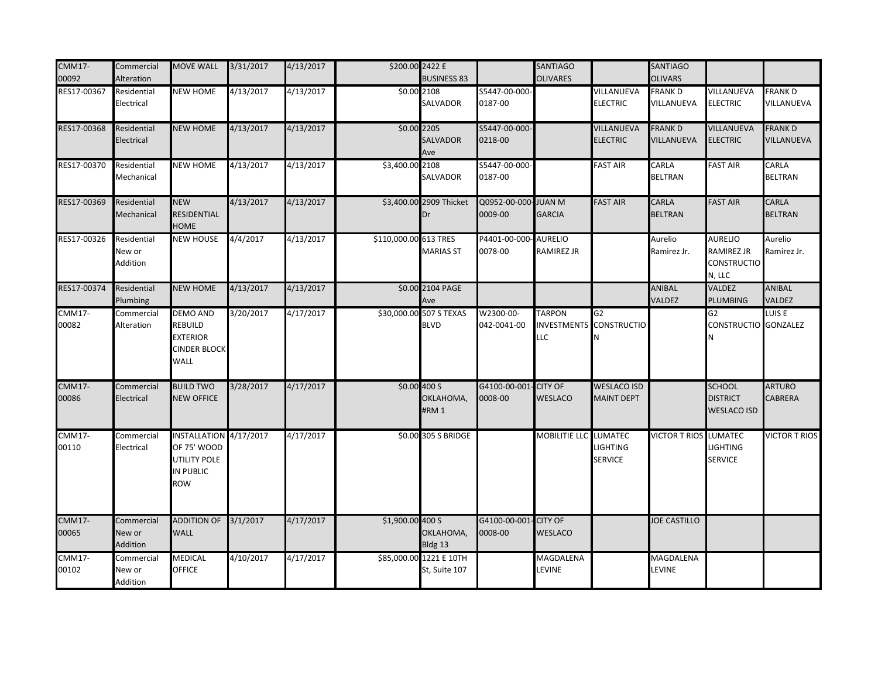| | | | | | | | | | | | | |
|---|---|---|---|---|---|---|---|---|---|---|---|---|
| CMM17-00092 | Commercial Alteration | MOVE WALL | 3/31/2017 | 4/13/2017 | $200.00 | 2422 E BUSINESS 83 | | SANTIAGO OLIVARES | | SANTIAGO OLIVARS | | |
| RES17-00367 | Residential Electrical | NEW HOME | 4/13/2017 | 4/13/2017 | $0.00 | 2108 SALVADOR | S5447-00-000-0187-00 | | VILLANUEVA ELECTRIC | FRANK D VILLANUEVA | VILLANUEVA ELECTRIC | FRANK D VILLANUEVA |
| RES17-00368 | Residential Electrical | NEW HOME | 4/13/2017 | 4/13/2017 | $0.00 | 2205 SALVADOR Ave | S5447-00-000-0218-00 | | VILLANUEVA ELECTRIC | FRANK D VILLANUEVA | VILLANUEVA ELECTRIC | FRANK D VILLANUEVA |
| RES17-00370 | Residential Mechanical | NEW HOME | 4/13/2017 | 4/13/2017 | $3,400.00 | 2108 SALVADOR | S5447-00-000-0187-00 | | FAST AIR | CARLA BELTRAN | FAST AIR | CARLA BELTRAN |
| RES17-00369 | Residential Mechanical | NEW RESIDENTIAL HOME | 4/13/2017 | 4/13/2017 | $3,400.00 | 2909 Thicket Dr | Q0952-00-000-0009-00 | JUAN M GARCIA | FAST AIR | CARLA BELTRAN | FAST AIR | CARLA BELTRAN |
| RES17-00326 | Residential New or Addition | NEW HOUSE | 4/4/2017 | 4/13/2017 | $110,000.00 | 613 TRES MARIAS ST | P4401-00-000-0078-00 | AURELIO RAMIREZ JR | | Aurelio Ramirez Jr. | AURELIO RAMIREZ JR CONSTRUCTION, LLC | Aurelio Ramirez Jr. |
| RES17-00374 | Residential Plumbing | NEW HOME | 4/13/2017 | 4/13/2017 | $0.00 | 2104 PAGE Ave | | | | ANIBAL VALDEZ | VALDEZ PLUMBING | ANIBAL VALDEZ |
| CMM17-00082 | Commercial Alteration | DEMO AND REBUILD EXTERIOR CINDER BLOCK WALL | 3/20/2017 | 4/17/2017 | $30,000.00 | 507 S TEXAS BLVD | W2300-00-042-0041-00 | TARPON INVESTMENTS LLC | G2 CONSTRUCTION | | G2 CONSTRUCTION | LUIS E GONZALEZ |
| CMM17-00086 | Commercial Electrical | BUILD TWO NEW OFFICE | 3/28/2017 | 4/17/2017 | $0.00 | 400 S OKLAHOMA, #RM 1 | G4100-00-001-0008-00 | CITY OF WESLACO | WESLACO ISD MAINT DEPT | | SCHOOL DISTRICT WESLACO ISD | ARTURO CABRERA |
| CMM17-00110 | Commercial Electrical | INSTALLATION OF 75' WOOD UTILITY POLE IN PUBLIC ROW | 4/17/2017 | 4/17/2017 | $0.00 | 305 S BRIDGE | | MOBILITIE LLC | LUMATEC LIGHTING SERVICE | VICTOR T RIOS | LUMATEC LIGHTING SERVICE | VICTOR T RIOS |
| CMM17-00065 | Commercial New or Addition | ADDITION OF WALL | 3/1/2017 | 4/17/2017 | $1,900.00 | 400 S OKLAHOMA, Bldg 13 | G4100-00-001-0008-00 | CITY OF WESLACO | | JOE CASTILLO | | |
| CMM17-00102 | Commercial New or Addition | MEDICAL OFFICE | 4/10/2017 | 4/17/2017 | $85,000.00 | 1221 E 10TH St, Suite 107 | | MAGDALENA LEVINE | | MAGDALENA LEVINE | | |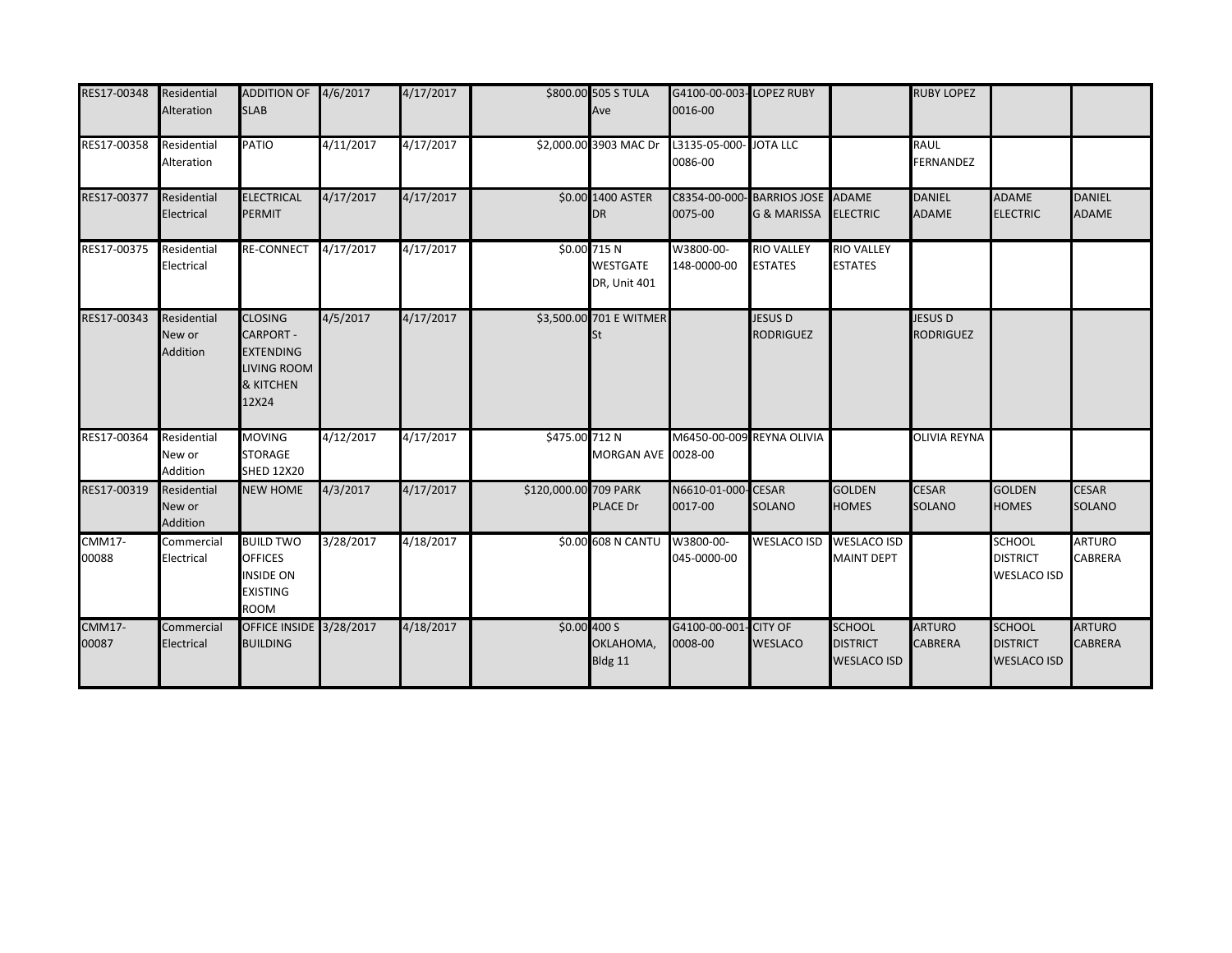| | | | | | | | | | | | | | |
|---|---|---|---|---|---|---|---|---|---|---|---|---|---|
| RES17-00348 | Residential Alteration | ADDITION OF SLAB | 4/6/2017 | 4/17/2017 | $800.00 | 505 S TULA Ave | G4100-00-003-0016-00 | LOPEZ RUBY | | RUBY LOPEZ | | |
| RES17-00358 | Residential Alteration | PATIO | 4/11/2017 | 4/17/2017 | $2,000.00 | 3903 MAC Dr | L3135-05-000-0086-00 | JOTA LLC | | RAUL FERNANDEZ | | |
| RES17-00377 | Residential Electrical | ELECTRICAL PERMIT | 4/17/2017 | 4/17/2017 | $0.00 | 1400 ASTER DR | C8354-00-000-0075-00 | BARRIOS JOSE G & MARISSA | ADAME ELECTRIC | DANIEL ADAME | ADAME ELECTRIC | DANIEL ADAME |
| RES17-00375 | Residential Electrical | RE-CONNECT | 4/17/2017 | 4/17/2017 | $0.00 | 715 N WESTGATE DR, Unit 401 | W3800-00-148-0000-00 | RIO VALLEY ESTATES | RIO VALLEY ESTATES | | | |
| RES17-00343 | Residential New or Addition | CLOSING CARPORT - EXTENDING LIVING ROOM & KITCHEN 12X24 | 4/5/2017 | 4/17/2017 | $3,500.00 | 701 E WITMER St | | JESUS D RODRIGUEZ | | JESUS D RODRIGUEZ | | |
| RES17-00364 | Residential New or Addition | MOVING STORAGE SHED 12X20 | 4/12/2017 | 4/17/2017 | $475.00 | 712 N MORGAN AVE | M6450-00-009 0028-00 | REYNA OLIVIA | | OLIVIA REYNA | | |
| RES17-00319 | Residential New or Addition | NEW HOME | 4/3/2017 | 4/17/2017 | $120,000.00 | 709 PARK PLACE Dr | N6610-01-000-0017-00 | CESAR SOLANO | GOLDEN HOMES | CESAR SOLANO | GOLDEN HOMES | CESAR SOLANO |
| CMM17-00088 | Commercial Electrical | BUILD TWO OFFICES INSIDE ON EXISTING ROOM | 3/28/2017 | 4/18/2017 | $0.00 | 608 N CANTU | W3800-00-045-0000-00 | WESLACO ISD | WESLACO ISD MAINT DEPT | | SCHOOL DISTRICT WESLACO ISD | ARTURO CABRERA |
| CMM17-00087 | Commercial Electrical | OFFICE INSIDE BUILDING | 3/28/2017 | 4/18/2017 | $0.00 | 400 S OKLAHOMA, Bldg 11 | G4100-00-001-0008-00 | CITY OF WESLACO | SCHOOL DISTRICT WESLACO ISD | ARTURO CABRERA | SCHOOL DISTRICT WESLACO ISD | ARTURO CABRERA |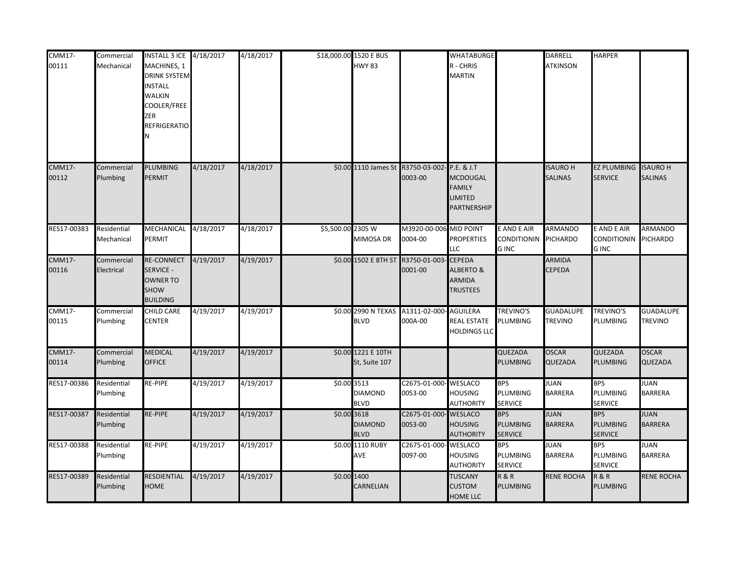| | | | | | | | | | | | | |
|---|---|---|---|---|---|---|---|---|---|---|---|---|
| CMM17-00111 | Commercial Mechanical | INSTALL 3 ICE MACHINES, 1 DRINK SYSTEM INSTALL WALKIN COOLER/FREEZER REFRIGERATION | 4/18/2017 | 4/18/2017 | $18,000.00 | 1520 E BUS HWY 83 | | WHATABURGER - CHRIS MARTIN | | DARRELL ATKINSON | HARPER | |
| CMM17-00112 | Commercial Plumbing | PLUMBING PERMIT | 4/18/2017 | 4/18/2017 | $0.00 | 1110 James St | R3750-03-002-0003-00 | P.E. & J.T MCDOUGAL FAMILY LIMITED PARTNERSHIP | | ISAURO H SALINAS | EZ PLUMBING SERVICE | ISAURO H SALINAS |
| RES17-00383 | Residential Mechanical | MECHANICAL PERMIT | 4/18/2017 | 4/18/2017 | $5,500.00 | 2305 W MIMOSA DR | M3920-00-006-0004-00 | MID POINT PROPERTIES LLC | E AND E AIR CONDITIONING INC | ARMANDO PICHARDO | E AND E AIR CONDITIONING INC | ARMANDO PICHARDO |
| CMM17-00116 | Commercial Electrical | RE-CONNECT SERVICE - OWNER TO SHOW BUILDING | 4/19/2017 | 4/19/2017 | $0.00 | 1502 E 8TH ST | R3750-01-003-0001-00 | CEPEDA ALBERTO & ARMIDA TRUSTEES | | ARMIDA CEPEDA | | |
| CMM17-00115 | Commercial Plumbing | CHILD CARE CENTER | 4/19/2017 | 4/19/2017 | $0.00 | 2990 N TEXAS BLVD | A1311-02-000-000A-00 | AGUILERA REAL ESTATE HOLDINGS LLC | TREVINO'S PLUMBING | GUADALUPE TREVINO | TREVINO'S PLUMBING | GUADALUPE TREVINO |
| CMM17-00114 | Commercial Plumbing | MEDICAL OFFICE | 4/19/2017 | 4/19/2017 | $0.00 | 1221 E 10TH St, Suite 107 | | | QUEZADA PLUMBING | OSCAR QUEZADA | QUEZADA PLUMBING | OSCAR QUEZADA |
| RES17-00386 | Residential Plumbing | RE-PIPE | 4/19/2017 | 4/19/2017 | $0.00 | 3513 DIAMOND BLVD | C2675-01-000-0053-00 | WESLACO HOUSING AUTHORITY | BPS PLUMBING SERVICE | JUAN BARRERA | BPS PLUMBING SERVICE | JUAN BARRERA |
| RES17-00387 | Residential Plumbing | RE-PIPE | 4/19/2017 | 4/19/2017 | $0.00 | 3618 DIAMOND BLVD | C2675-01-000-0053-00 | WESLACO HOUSING AUTHORITY | BPS PLUMBING SERVICE | JUAN BARRERA | BPS PLUMBING SERVICE | JUAN BARRERA |
| RES17-00388 | Residential Plumbing | RE-PIPE | 4/19/2017 | 4/19/2017 | $0.00 | 1110 RUBY AVE | C2675-01-000-0097-00 | WESLACO HOUSING AUTHORITY | BPS PLUMBING SERVICE | JUAN BARRERA | BPS PLUMBING SERVICE | JUAN BARRERA |
| RES17-00389 | Residential Plumbing | RESDIENTIAL HOME | 4/19/2017 | 4/19/2017 | $0.00 | 1400 CARNELIAN | | TUSCANY CUSTOM HOME LLC | R & R PLUMBING | RENE ROCHA | R & R PLUMBING | RENE ROCHA |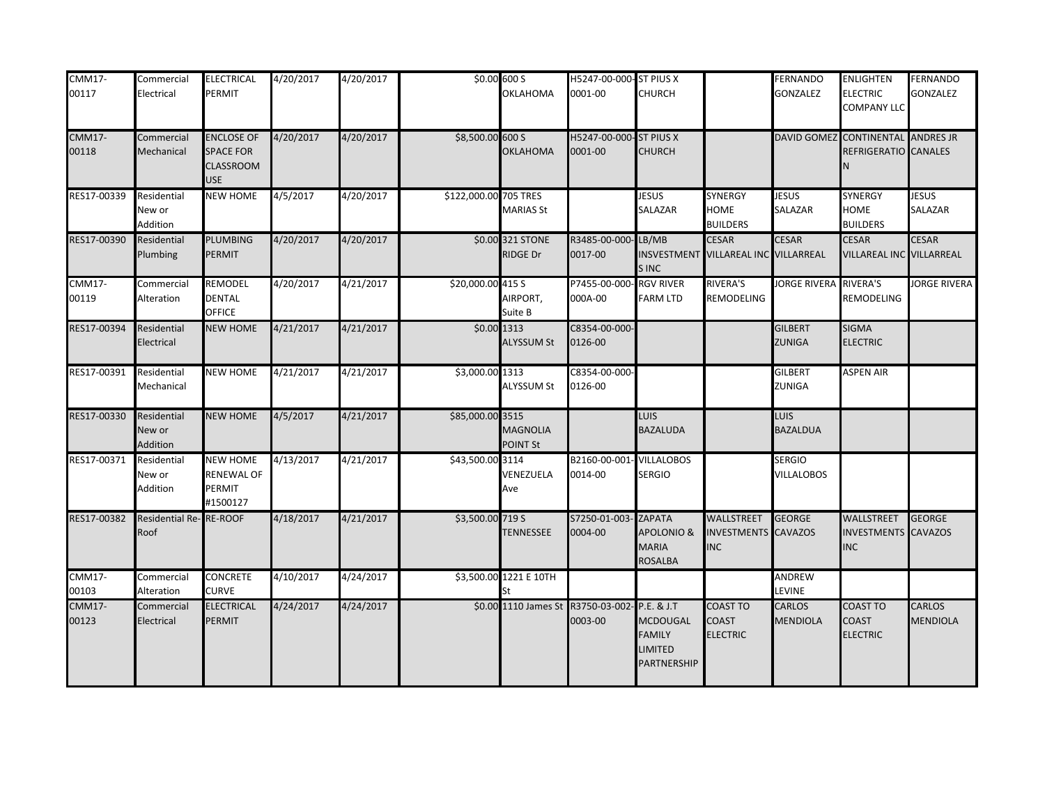| | | | | | | | | | | | | |
|---|---|---|---|---|---|---|---|---|---|---|---|---|
| CMM17-00117 | Commercial Electrical | ELECTRICAL PERMIT | 4/20/2017 | 4/20/2017 | $0.00 | 600 S OKLAHOMA | H5247-00-000-0001-00 | ST PIUS X CHURCH | | FERNANDO GONZALEZ | ENLIGHTEN ELECTRIC COMPANY LLC | FERNANDO GONZALEZ |
| CMM17-00118 | Commercial Mechanical | ENCLOSE OF SPACE FOR CLASSROOM USE | 4/20/2017 | 4/20/2017 | $8,500.00 | 600 S OKLAHOMA | H5247-00-000-0001-00 | ST PIUS X CHURCH | | DAVID GOMEZ | CONTINENTAL REFRIGERATION | ANDRES JR CANALES |
| RES17-00339 | Residential New or Addition | NEW HOME | 4/5/2017 | 4/20/2017 | $122,000.00 | 705 TRES MARIAS St | | JESUS SALAZAR | SYNERGY HOME BUILDERS | JESUS SALAZAR | SYNERGY HOME BUILDERS | JESUS SALAZAR |
| RES17-00390 | Residential Plumbing | PLUMBING PERMIT | 4/20/2017 | 4/20/2017 | $0.00 | 321 STONE RIDGE Dr | R3485-00-000-0017-00 | LB/MB INSVESTMENTS INC | CESAR VILLAREAL INC | CESAR VILLARREAL | CESAR VILLAREAL INC | CESAR VILLARREAL |
| CMM17-00119 | Commercial Alteration | REMODEL DENTAL OFFICE | 4/20/2017 | 4/21/2017 | $20,000.00 | 415 S AIRPORT, Suite B | P7455-00-000-000A-00 | RGV RIVER FARM LTD | RIVERA'S REMODELING | JORGE RIVERA | RIVERA'S REMODELING | JORGE RIVERA |
| RES17-00394 | Residential Electrical | NEW HOME | 4/21/2017 | 4/21/2017 | $0.00 | 1313 ALYSSUM St | C8354-00-000-0126-00 | | | GILBERT ZUNIGA | SIGMA ELECTRIC | |
| RES17-00391 | Residential Mechanical | NEW HOME | 4/21/2017 | 4/21/2017 | $3,000.00 | 1313 ALYSSUM St | C8354-00-000-0126-00 | | | GILBERT ZUNIGA | ASPEN AIR | |
| RES17-00330 | Residential New or Addition | NEW HOME | 4/5/2017 | 4/21/2017 | $85,000.00 | 3515 MAGNOLIA POINT St | | LUIS BAZALUDA | | LUIS BAZALDUA | | |
| RES17-00371 | Residential New or Addition | NEW HOME RENEWAL OF PERMIT #1500127 | 4/13/2017 | 4/21/2017 | $43,500.00 | 3114 VENEZUELA Ave | B2160-00-001-0014-00 | VILLALOBOS SERGIO | | SERGIO VILLALOBOS | | |
| RES17-00382 | Residential Re-Roof | RE-ROOF | 4/18/2017 | 4/21/2017 | $3,500.00 | 719 S TENNESSEE | S7250-01-003-0004-00 | ZAPATA APOLONIO & MARIA ROSALBA | WALLSTREET INVESTMENTS INC | GEORGE CAVAZOS | WALLSTREET INVESTMENTS INC | GEORGE CAVAZOS |
| CMM17-00103 | Commercial Alteration | CONCRETE CURVE | 4/10/2017 | 4/24/2017 | $3,500.00 | 1221 E 10TH St | | | | ANDREW LEVINE | | |
| CMM17-00123 | Commercial Electrical | ELECTRICAL PERMIT | 4/24/2017 | 4/24/2017 | $0.00 | 1110 James St | R3750-03-002-0003-00 | P.E. & J.T MCDOUGAL FAMILY LIMITED PARTNERSHIP | COAST TO COAST ELECTRIC | CARLOS MENDIOLA | COAST TO COAST ELECTRIC | CARLOS MENDIOLA |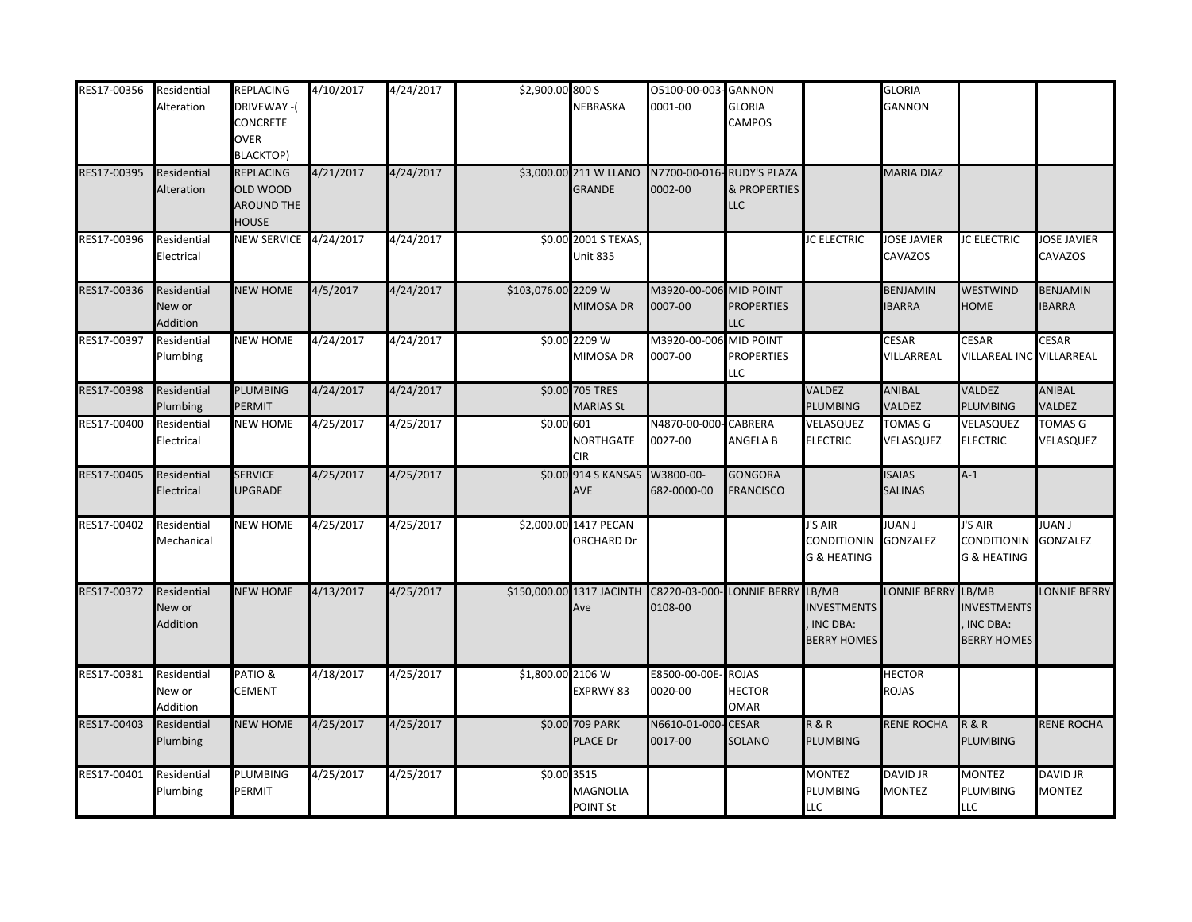| | | | | | | | | | | | | | |
|---|---|---|---|---|---|---|---|---|---|---|---|---|---|
| RES17-00356 | Residential Alteration | REPLACING DRIVEWAY -( CONCRETE OVER BLACKTOP) | 4/10/2017 | 4/24/2017 | $2,900.00 | 800 S NEBRASKA | O5100-00-003-0001-00 | GANNON GLORIA CAMPOS | | GLORIA GANNON | | |
| RES17-00395 | Residential Alteration | REPLACING OLD WOOD AROUND THE HOUSE | 4/21/2017 | 4/24/2017 | $3,000.00 | 211 W LLANO GRANDE | N7700-00-016-0002-00 | RUDY'S PLAZA & PROPERTIES LLC | | MARIA DIAZ | | |
| RES17-00396 | Residential Electrical | NEW SERVICE | 4/24/2017 | 4/24/2017 | $0.00 | 2001 S TEXAS, Unit 835 | | | JC ELECTRIC | JOSE JAVIER CAVAZOS | JC ELECTRIC | JOSE JAVIER CAVAZOS |
| RES17-00336 | Residential New or Addition | NEW HOME | 4/5/2017 | 4/24/2017 | $103,076.00 | 2209 W MIMOSA DR | M3920-00-006-0007-00 | MID POINT PROPERTIES LLC | | BENJAMIN IBARRA | WESTWIND HOME | BENJAMIN IBARRA |
| RES17-00397 | Residential Plumbing | NEW HOME | 4/24/2017 | 4/24/2017 | $0.00 | 2209 W MIMOSA DR | M3920-00-006-0007-00 | MID POINT PROPERTIES LLC | | CESAR VILLARREAL | CESAR VILLAREAL INC | CESAR VILLARREAL |
| RES17-00398 | Residential Plumbing | PLUMBING PERMIT | 4/24/2017 | 4/24/2017 | $0.00 | 705 TRES MARIAS St | | | VALDEZ PLUMBING | ANIBAL VALDEZ | VALDEZ PLUMBING | ANIBAL VALDEZ |
| RES17-00400 | Residential Electrical | NEW HOME | 4/25/2017 | 4/25/2017 | $0.00 | 601 NORTHGATE CIR | N4870-00-000-0027-00 | CABRERA ANGELA B | VELASQUEZ ELECTRIC | TOMAS G VELASQUEZ | VELASQUEZ ELECTRIC | TOMAS G VELASQUEZ |
| RES17-00405 | Residential Electrical | SERVICE UPGRADE | 4/25/2017 | 4/25/2017 | $0.00 | 914 S KANSAS AVE | W3800-00-682-0000-00 | GONGORA FRANCISCO | | ISAIAS SALINAS | A-1 | |
| RES17-00402 | Residential Mechanical | NEW HOME | 4/25/2017 | 4/25/2017 | $2,000.00 | 1417 PECAN ORCHARD Dr | | | J'S AIR CONDITIONING & HEATING | JUAN J GONZALEZ | J'S AIR CONDITIONING & HEATING | JUAN J GONZALEZ |
| RES17-00372 | Residential New or Addition | NEW HOME | 4/13/2017 | 4/25/2017 | $150,000.00 | 1317 JACINTH Ave | C8220-03-000-0108-00 | LONNIE BERRY | LB/MB INVESTMENTS, INC DBA: BERRY HOMES | LONNIE BERRY | LB/MB INVESTMENTS, INC DBA: BERRY HOMES | LONNIE BERRY |
| RES17-00381 | Residential New or Addition | PATIO & CEMENT | 4/18/2017 | 4/25/2017 | $1,800.00 | 2106 W EXPRWY 83 | E8500-00-00E-0020-00 | ROJAS HECTOR OMAR | | HECTOR ROJAS | | |
| RES17-00403 | Residential Plumbing | NEW HOME | 4/25/2017 | 4/25/2017 | $0.00 | 709 PARK PLACE Dr | N6610-01-000-0017-00 | CESAR SOLANO | R & R PLUMBING | RENE ROCHA | R & R PLUMBING | RENE ROCHA |
| RES17-00401 | Residential Plumbing | PLUMBING PERMIT | 4/25/2017 | 4/25/2017 | $0.00 | 3515 MAGNOLIA POINT St | | | MONTEZ PLUMBING LLC | DAVID JR MONTEZ | MONTEZ PLUMBING LLC | DAVID JR MONTEZ |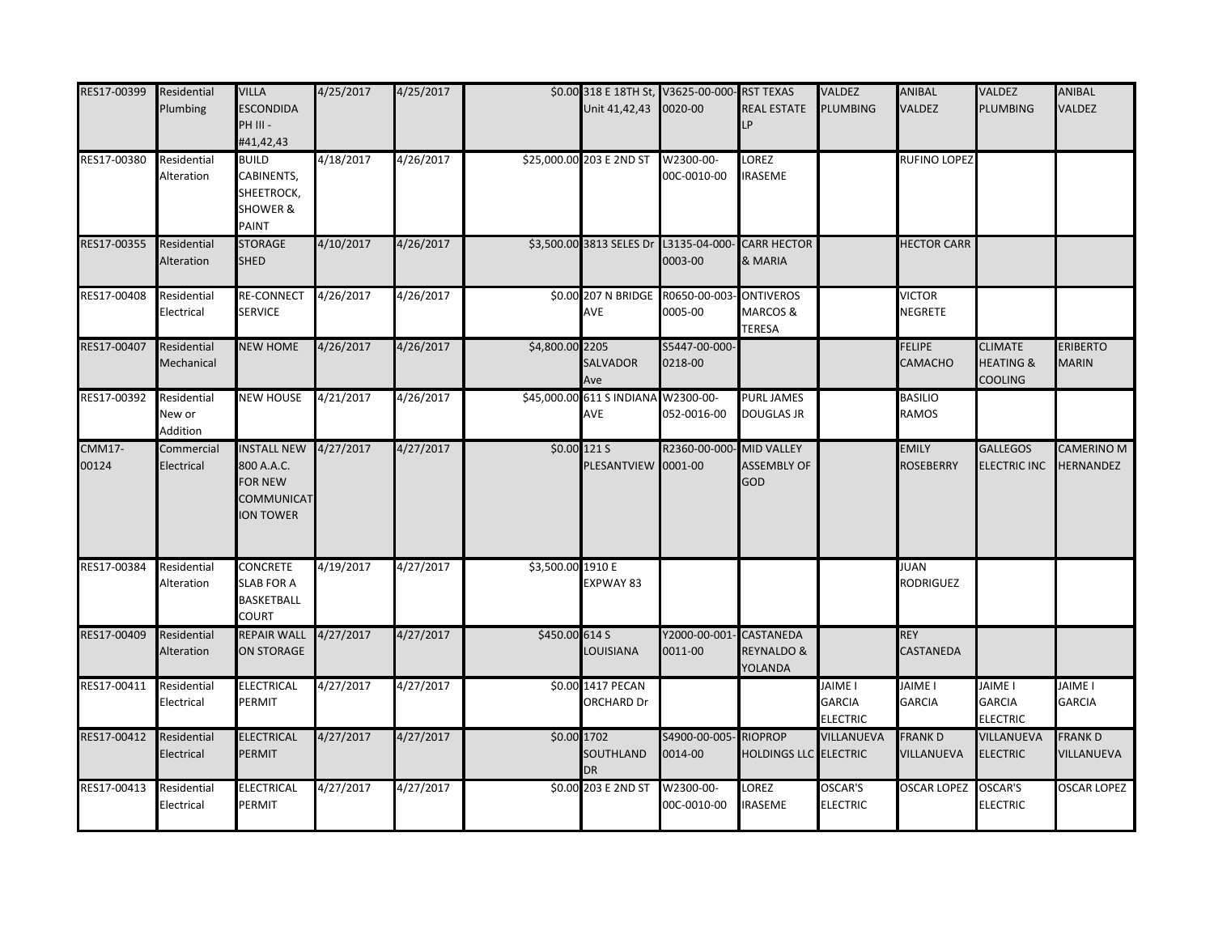| | | | | | | | | | | | | | |
|---|---|---|---|---|---|---|---|---|---|---|---|---|---|
| RES17-00399 | Residential Plumbing | VILLA ESCONDIDA PH III - #41,42,43 | 4/25/2017 | 4/25/2017 | $0.00 | 318 E 18TH St, Unit 41,42,43 | V3625-00-000-0020-00 | RST TEXAS REAL ESTATE LP | VALDEZ PLUMBING | ANIBAL VALDEZ | VALDEZ PLUMBING | ANIBAL VALDEZ |
| RES17-00380 | Residential Alteration | BUILD CABINENTS, SHEETROCK, SHOWER & PAINT | 4/18/2017 | 4/26/2017 | $25,000.00 | 203 E 2ND ST | W2300-00-00C-0010-00 | LOREZ IRASEME | | RUFINO LOPEZ | | |
| RES17-00355 | Residential Alteration | STORAGE SHED | 4/10/2017 | 4/26/2017 | $3,500.00 | 3813 SELES Dr | L3135-04-000-0003-00 | CARR HECTOR & MARIA | | HECTOR CARR | | |
| RES17-00408 | Residential Electrical | RE-CONNECT SERVICE | 4/26/2017 | 4/26/2017 | $0.00 | 207 N BRIDGE AVE | R0650-00-003-0005-00 | ONTIVEROS MARCOS & TERESA | | VICTOR NEGRETE | | |
| RES17-00407 | Residential Mechanical | NEW HOME | 4/26/2017 | 4/26/2017 | $4,800.00 | 2205 SALVADOR Ave | S5447-00-000-0218-00 | | | FELIPE CAMACHO | CLIMATE HEATING & COOLING | ERIBERTO MARIN |
| RES17-00392 | Residential New or Addition | NEW HOUSE | 4/21/2017 | 4/26/2017 | $45,000.00 | 611 S INDIANA AVE | W2300-00-052-0016-00 | PURL JAMES DOUGLAS JR | | BASILIO RAMOS | | |
| CMM17-00124 | Commercial Electrical | INSTALL NEW 800 A.A.C. FOR NEW COMMUNICATION TOWER | 4/27/2017 | 4/27/2017 | $0.00 | 121 S PLESANTVIEW | R2360-00-000-0001-00 | MID VALLEY ASSEMBLY OF GOD | | EMILY ROSEBERRY | GALLEGOS ELECTRIC INC | CAMERINO M HERNANDEZ |
| RES17-00384 | Residential Alteration | CONCRETE SLAB FOR A BASKETBALL COURT | 4/19/2017 | 4/27/2017 | $3,500.00 | 1910 E EXPWAY 83 | | | | JUAN RODRIGUEZ | | |
| RES17-00409 | Residential Alteration | REPAIR WALL ON STORAGE | 4/27/2017 | 4/27/2017 | $450.00 | 614 S LOUISIANA | Y2000-00-001-0011-00 | CASTANEDA REYNALDO & YOLANDA | | REY CASTANEDA | | |
| RES17-00411 | Residential Electrical | ELECTRICAL PERMIT | 4/27/2017 | 4/27/2017 | $0.00 | 1417 PECAN ORCHARD Dr | | | JAIME I GARCIA ELECTRIC | JAIME I GARCIA | JAIME I GARCIA ELECTRIC | JAIME I GARCIA |
| RES17-00412 | Residential Electrical | ELECTRICAL PERMIT | 4/27/2017 | 4/27/2017 | $0.00 | 1702 SOUTHLAND DR | S4900-00-005-0014-00 | RIOPROP HOLDINGS LLC | VILLANUEVA ELECTRIC | FRANK D VILLANUEVA | VILLANUEVA ELECTRIC | FRANK D VILLANUEVA |
| RES17-00413 | Residential Electrical | ELECTRICAL PERMIT | 4/27/2017 | 4/27/2017 | $0.00 | 203 E 2ND ST | W2300-00-00C-0010-00 | LOREZ IRASEME | OSCAR'S ELECTRIC | OSCAR LOPEZ | OSCAR'S ELECTRIC | OSCAR LOPEZ |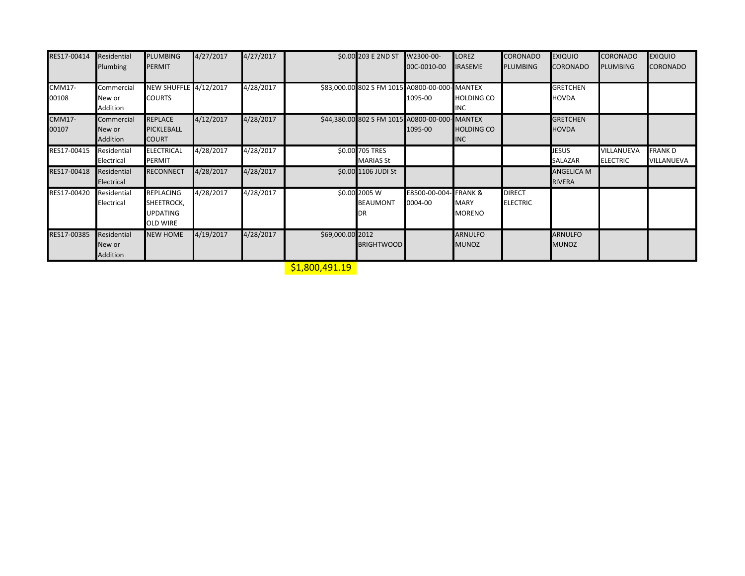| | | | | | | | | | | | | | |
|---|---|---|---|---|---|---|---|---|---|---|---|---|---|
| RES17-00414 | Residential Plumbing | PLUMBING PERMIT | 4/27/2017 | 4/27/2017 | $0.00 | 203 E 2ND ST | W2300-00-00C-0010-00 | LOREZ IRASEME | CORONADO PLUMBING | EXIQUIO CORONADO | CORONADO PLUMBING | EXIQUIO CORONADO |
| CMM17-00108 | Commercial New or Addition | NEW SHUFFLE COURTS | 4/12/2017 | 4/28/2017 | $83,000.00 | 802 S FM 1015 | A0800-00-000-1095-00 | MANTEX HOLDING CO INC | | GRETCHEN HOVDA | | |
| CMM17-00107 | Commercial New or Addition | REPLACE PICKLEBALL COURT | 4/12/2017 | 4/28/2017 | $44,380.00 | 802 S FM 1015 | A0800-00-000-1095-00 | MANTEX HOLDING CO INC | | GRETCHEN HOVDA | | |
| RES17-00415 | Residential Electrical | ELECTRICAL PERMIT | 4/28/2017 | 4/28/2017 | $0.00 | 705 TRES MARIAS St | | | | JESUS SALAZAR | VILLANUEVA ELECTRIC | FRANK D VILLANUEVA |
| RES17-00418 | Residential Electrical | RECONNECT | 4/28/2017 | 4/28/2017 | $0.00 | 1106 JUDI St | | | | ANGELICA M RIVERA | | |
| RES17-00420 | Residential Electrical | REPLACING SHEETROCK, UPDATING OLD WIRE | 4/28/2017 | 4/28/2017 | $0.00 | 2005 W BEAUMONT DR | E8500-00-004-0004-00 | FRANK & MARY MORENO | DIRECT ELECTRIC | | | |
| RES17-00385 | Residential New or Addition | NEW HOME | 4/19/2017 | 4/28/2017 | $69,000.00 | 2012 BRIGHTWOOD | | ARNULFO MUNOZ | | ARNULFO MUNOZ | | |
| | | | | | $1,800,491.19 | | | | | | | |